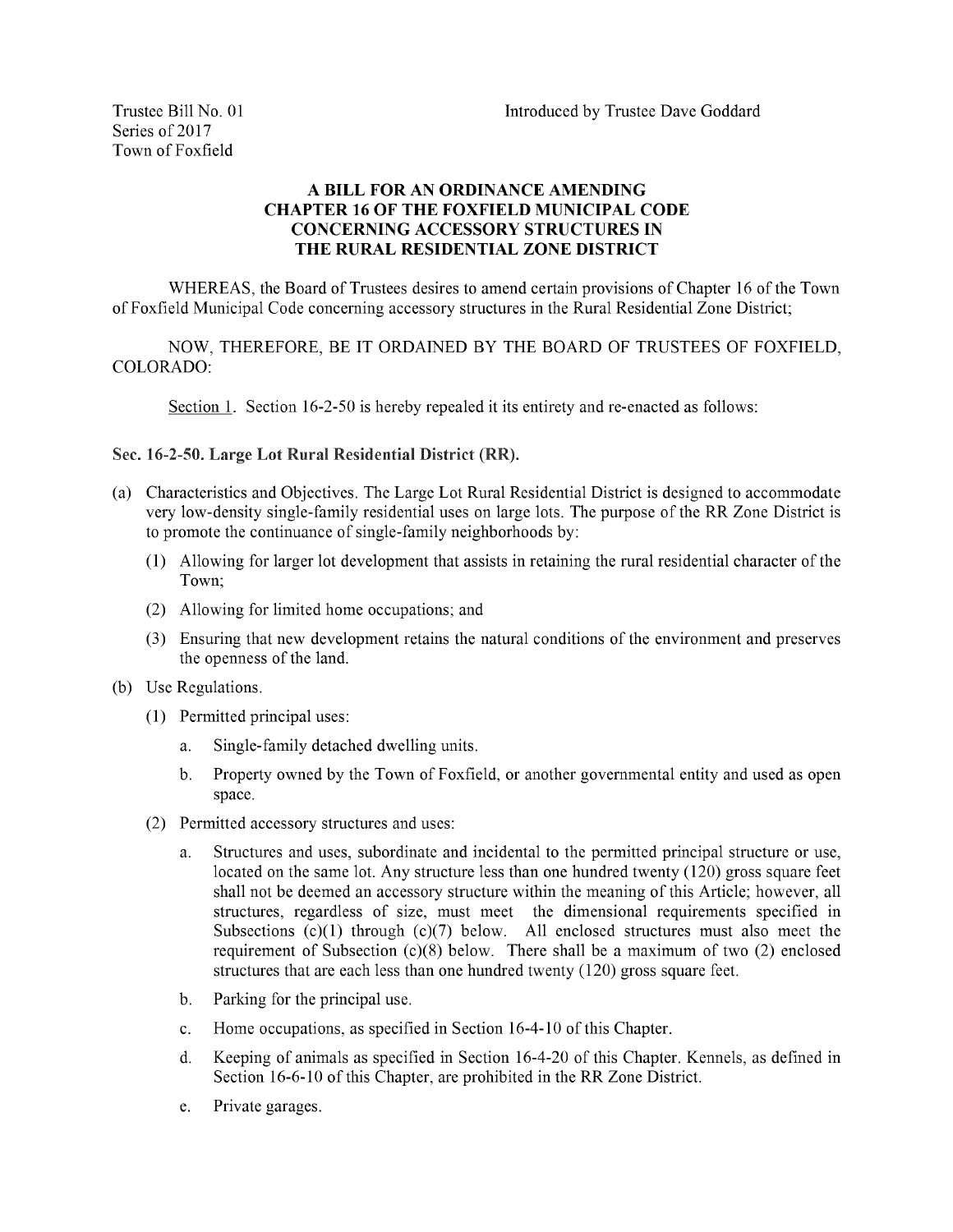Trustee Bill No. 01
Series of 2017
Town of Foxfield

Introduced by Trustee Dave Goddard

**A BILL FOR AN ORDINANCE AMENDING CHAPTER 16 OF THE FOXFIELD MUNICIPAL CODE CONCERNING ACCESSORY STRUCTURES IN THE RURAL RESIDENTIAL ZONE DISTRICT**

WHEREAS, the Board of Trustees desires to amend certain provisions of Chapter 16 of the Town of Foxfield Municipal Code concerning accessory structures in the Rural Residential Zone District;

NOW, THEREFORE, BE IT ORDAINED BY THE BOARD OF TRUSTEES OF FOXFIELD, COLORADO:

Section 1. Section 16-2-50 is hereby repealed it its entirety and re-enacted as follows:

**Sec. 16-2-50. Large Lot Rural Residential District (RR).**

(a) Characteristics and Objectives. The Large Lot Rural Residential District is designed to accommodate very low-density single-family residential uses on large lots. The purpose of the RR Zone District is to promote the continuance of single-family neighborhoods by:

  (1) Allowing for larger lot development that assists in retaining the rural residential character of the Town;

  (2) Allowing for limited home occupations; and

  (3) Ensuring that new development retains the natural conditions of the environment and preserves the openness of the land.

(b) Use Regulations.

  (1) Permitted principal uses:

    a. Single-family detached dwelling units.

    b. Property owned by the Town of Foxfield, or another governmental entity and used as open space.

  (2) Permitted accessory structures and uses:

    a. Structures and uses, subordinate and incidental to the permitted principal structure or use, located on the same lot. Any structure less than one hundred twenty (120) gross square feet shall not be deemed an accessory structure within the meaning of this Article; however, all structures, regardless of size, must meet the dimensional requirements specified in Subsections (c)(1) through (c)(7) below. All enclosed structures must also meet the requirement of Subsection (c)(8) below. There shall be a maximum of two (2) enclosed structures that are each less than one hundred twenty (120) gross square feet.

    b. Parking for the principal use.

    c. Home occupations, as specified in Section 16-4-10 of this Chapter.

    d. Keeping of animals as specified in Section 16-4-20 of this Chapter. Kennels, as defined in Section 16-6-10 of this Chapter, are prohibited in the RR Zone District.

    e. Private garages.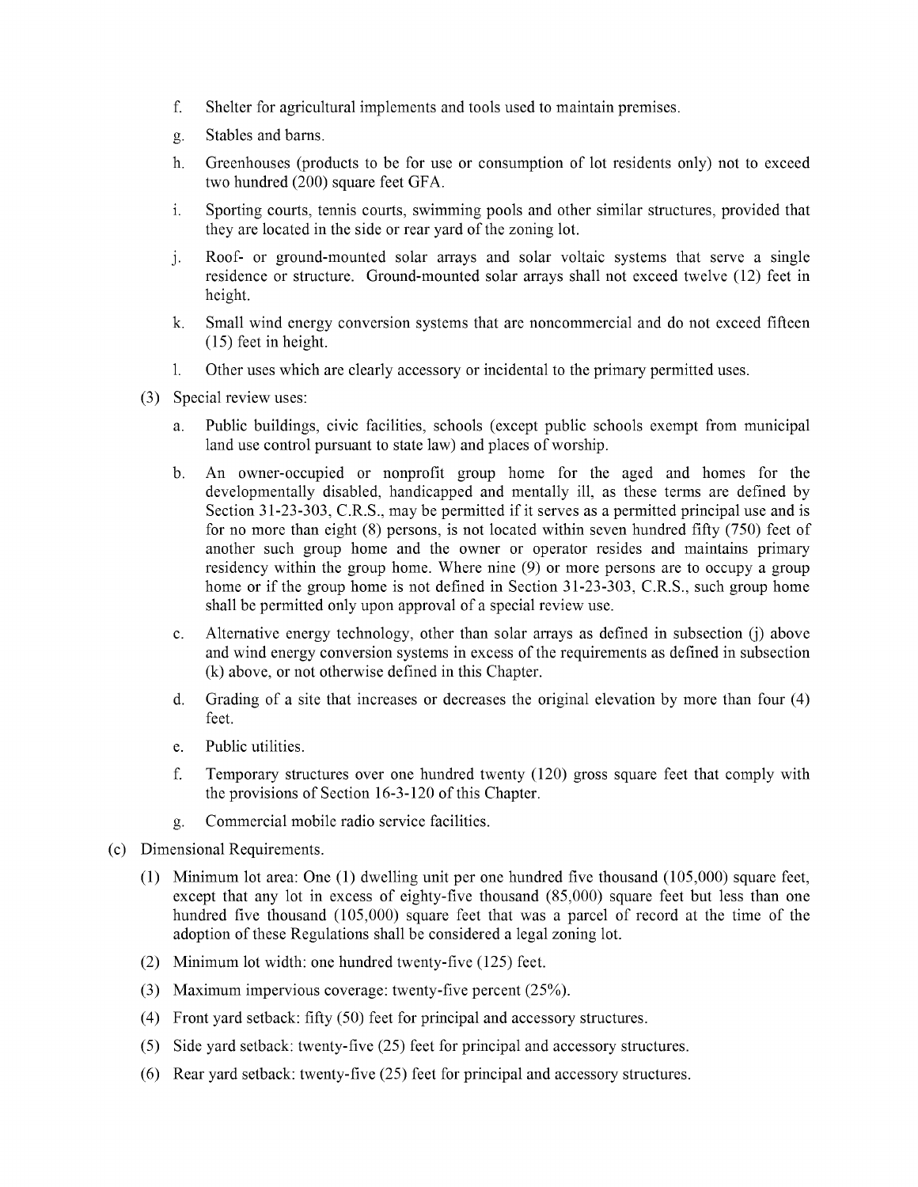f. Shelter for agricultural implements and tools used to maintain premises.

g. Stables and barns.

h. Greenhouses (products to be for use or consumption of lot residents only) not to exceed two hundred (200) square feet GFA.

i. Sporting courts, tennis courts, swimming pools and other similar structures, provided that they are located in the side or rear yard of the zoning lot.

j. Roof- or ground-mounted solar arrays and solar voltaic systems that serve a single residence or structure. Ground-mounted solar arrays shall not exceed twelve (12) feet in height.

k. Small wind energy conversion systems that are noncommercial and do not exceed fifteen (15) feet in height.

l. Other uses which are clearly accessory or incidental to the primary permitted uses.

(3) Special review uses:

a. Public buildings, civic facilities, schools (except public schools exempt from municipal land use control pursuant to state law) and places of worship.

b. An owner-occupied or nonprofit group home for the aged and homes for the developmentally disabled, handicapped and mentally ill, as these terms are defined by Section 31-23-303, C.R.S., may be permitted if it serves as a permitted principal use and is for no more than eight (8) persons, is not located within seven hundred fifty (750) feet of another such group home and the owner or operator resides and maintains primary residency within the group home. Where nine (9) or more persons are to occupy a group home or if the group home is not defined in Section 31-23-303, C.R.S., such group home shall be permitted only upon approval of a special review use.

c. Alternative energy technology, other than solar arrays as defined in subsection (j) above and wind energy conversion systems in excess of the requirements as defined in subsection (k) above, or not otherwise defined in this Chapter.

d. Grading of a site that increases or decreases the original elevation by more than four (4) feet.

e. Public utilities.

f. Temporary structures over one hundred twenty (120) gross square feet that comply with the provisions of Section 16-3-120 of this Chapter.

g. Commercial mobile radio service facilities.

(c) Dimensional Requirements.

(1) Minimum lot area: One (1) dwelling unit per one hundred five thousand (105,000) square feet, except that any lot in excess of eighty-five thousand (85,000) square feet but less than one hundred five thousand (105,000) square feet that was a parcel of record at the time of the adoption of these Regulations shall be considered a legal zoning lot.

(2) Minimum lot width: one hundred twenty-five (125) feet.

(3) Maximum impervious coverage: twenty-five percent (25%).

(4) Front yard setback: fifty (50) feet for principal and accessory structures.

(5) Side yard setback: twenty-five (25) feet for principal and accessory structures.

(6) Rear yard setback: twenty-five (25) feet for principal and accessory structures.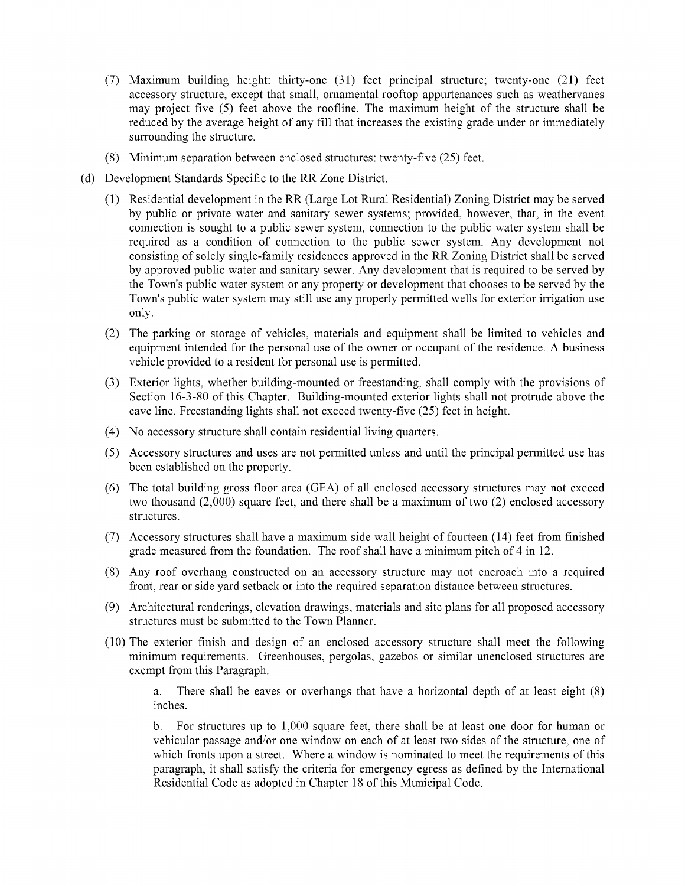(7) Maximum building height: thirty-one (31) feet principal structure; twenty-one (21) feet accessory structure, except that small, ornamental rooftop appurtenances such as weathervanes may project five (5) feet above the roofline. The maximum height of the structure shall be reduced by the average height of any fill that increases the existing grade under or immediately surrounding the structure.

(8) Minimum separation between enclosed structures: twenty-five (25) feet.

(d) Development Standards Specific to the RR Zone District.

(1) Residential development in the RR (Large Lot Rural Residential) Zoning District may be served by public or private water and sanitary sewer systems; provided, however, that, in the event connection is sought to a public sewer system, connection to the public water system shall be required as a condition of connection to the public sewer system. Any development not consisting of solely single-family residences approved in the RR Zoning District shall be served by approved public water and sanitary sewer. Any development that is required to be served by the Town's public water system or any property or development that chooses to be served by the Town's public water system may still use any properly permitted wells for exterior irrigation use only.

(2) The parking or storage of vehicles, materials and equipment shall be limited to vehicles and equipment intended for the personal use of the owner or occupant of the residence. A business vehicle provided to a resident for personal use is permitted.

(3) Exterior lights, whether building-mounted or freestanding, shall comply with the provisions of Section 16-3-80 of this Chapter. Building-mounted exterior lights shall not protrude above the eave line. Freestanding lights shall not exceed twenty-five (25) feet in height.

(4) No accessory structure shall contain residential living quarters.

(5) Accessory structures and uses are not permitted unless and until the principal permitted use has been established on the property.

(6) The total building gross floor area (GFA) of all enclosed accessory structures may not exceed two thousand (2,000) square feet, and there shall be a maximum of two (2) enclosed accessory structures.

(7) Accessory structures shall have a maximum side wall height of fourteen (14) feet from finished grade measured from the foundation. The roof shall have a minimum pitch of 4 in 12.

(8) Any roof overhang constructed on an accessory structure may not encroach into a required front, rear or side yard setback or into the required separation distance between structures.

(9) Architectural renderings, elevation drawings, materials and site plans for all proposed accessory structures must be submitted to the Town Planner.

(10) The exterior finish and design of an enclosed accessory structure shall meet the following minimum requirements. Greenhouses, pergolas, gazebos or similar unenclosed structures are exempt from this Paragraph.

a. There shall be eaves or overhangs that have a horizontal depth of at least eight (8) inches.

b. For structures up to 1,000 square feet, there shall be at least one door for human or vehicular passage and/or one window on each of at least two sides of the structure, one of which fronts upon a street. Where a window is nominated to meet the requirements of this paragraph, it shall satisfy the criteria for emergency egress as defined by the International Residential Code as adopted in Chapter 18 of this Municipal Code.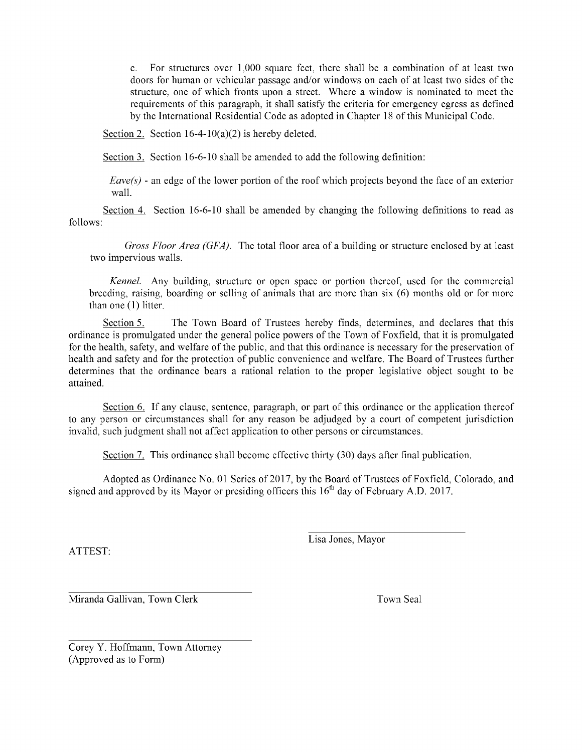c. For structures over 1,000 square feet, there shall be a combination of at least two doors for human or vehicular passage and/or windows on each of at least two sides of the structure, one of which fronts upon a street. Where a window is nominated to meet the requirements of this paragraph, it shall satisfy the criteria for emergency egress as defined by the International Residential Code as adopted in Chapter 18 of this Municipal Code.

Section 2. Section 16-4-10(a)(2) is hereby deleted.

Section 3. Section 16-6-10 shall be amended to add the following definition:

*Eave(s)* - an edge of the lower portion of the roof which projects beyond the face of an exterior wall.

Section 4. Section 16-6-10 shall be amended by changing the following definitions to read as follows:

*Gross Floor Area (GFA).* The total floor area of a building or structure enclosed by at least two impervious walls.

*Kennel.* Any building, structure or open space or portion thereof, used for the commercial breeding, raising, boarding or selling of animals that are more than six (6) months old or for more than one (1) litter.

Section 5. The Town Board of Trustees hereby finds, determines, and declares that this ordinance is promulgated under the general police powers of the Town of Foxfield, that it is promulgated for the health, safety, and welfare of the public, and that this ordinance is necessary for the preservation of health and safety and for the protection of public convenience and welfare. The Board of Trustees further determines that the ordinance bears a rational relation to the proper legislative object sought to be attained.

Section 6. If any clause, sentence, paragraph, or part of this ordinance or the application thereof to any person or circumstances shall for any reason be adjudged by a court of competent jurisdiction invalid, such judgment shall not affect application to other persons or circumstances.

Section 7. This ordinance shall become effective thirty (30) days after final publication.

Adopted as Ordinance No. 01 Series of 2017, by the Board of Trustees of Foxfield, Colorado, and signed and approved by its Mayor or presiding officers this 16th day of February A.D. 2017.

\_\_\_\_\_\_\_\_\_\_\_\_\_\_\_\_\_\_\_\_\_\_\_\_\_\_\_\_\_\_
Lisa Jones, Mayor

ATTEST:

\_\_\_\_\_\_\_\_\_\_\_\_\_\_\_\_\_\_\_\_\_\_\_\_\_\_\_\_\_\_
Miranda Gallivan, Town Clerk

Town Seal

\_\_\_\_\_\_\_\_\_\_\_\_\_\_\_\_\_\_\_\_\_\_\_\_\_\_\_\_\_\_
Corey Y. Hoffmann, Town Attorney
(Approved as to Form)